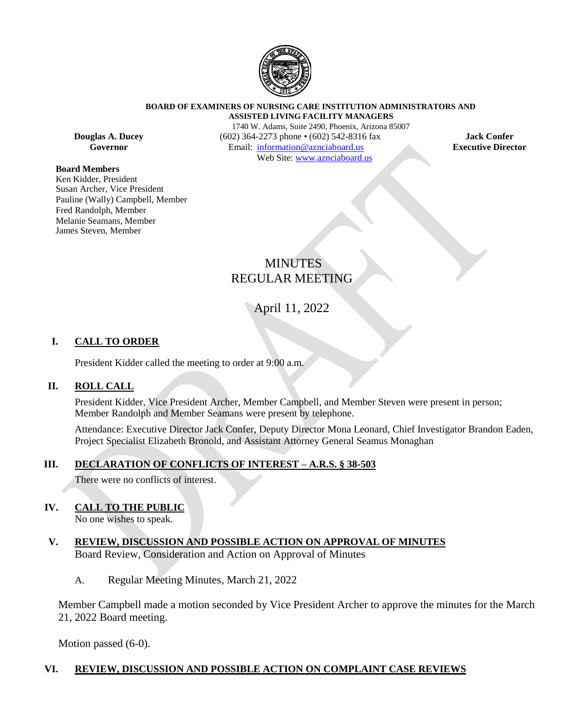**BOARD OF EXAMINERS OF NURSING CARE INSTITUTION ADMINISTRATORS AND ASSISTED LIVING FACILITY MANAGERS**

1740 W. Adams, Suite 2490, Phoenix, Arizona 85007
(602) 364-2273 phone • (602) 542-8316 fax
Email: information@aznciaboard.us
Web Site: www.aznciaboard.us

**Douglas A. Ducey**
**Governor**

**Jack Confer**
**Executive Director**

**Board Members**
Ken Kidder, President
Susan Archer, Vice President
Pauline (Wally) Campbell, Member
Fred Randolph, Member
Melanie Seamans, Member
James Steven, Member

# MINUTES
# REGULAR MEETING

## April 11, 2022

### I. CALL TO ORDER

President Kidder called the meeting to order at 9:00 a.m.

### II. ROLL CALL

President Kidder, Vice President Archer, Member Campbell, and Member Steven were present in person; Member Randolph and Member Seamans were present by telephone.

Attendance: Executive Director Jack Confer, Deputy Director Mona Leonard, Chief Investigator Brandon Eaden, Project Specialist Elizabeth Bronold, and Assistant Attorney General Seamus Monaghan

### III. DECLARATION OF CONFLICTS OF INTEREST – A.R.S. § 38-503

There were no conflicts of interest.

### IV. CALL TO THE PUBLIC

No one wishes to speak.

### V. REVIEW, DISCUSSION AND POSSIBLE ACTION ON APPROVAL OF MINUTES

Board Review, Consideration and Action on Approval of Minutes

A. Regular Meeting Minutes, March 21, 2022

Member Campbell made a motion seconded by Vice President Archer to approve the minutes for the March 21, 2022 Board meeting.

Motion passed (6-0).

### VI. REVIEW, DISCUSSION AND POSSIBLE ACTION ON COMPLAINT CASE REVIEWS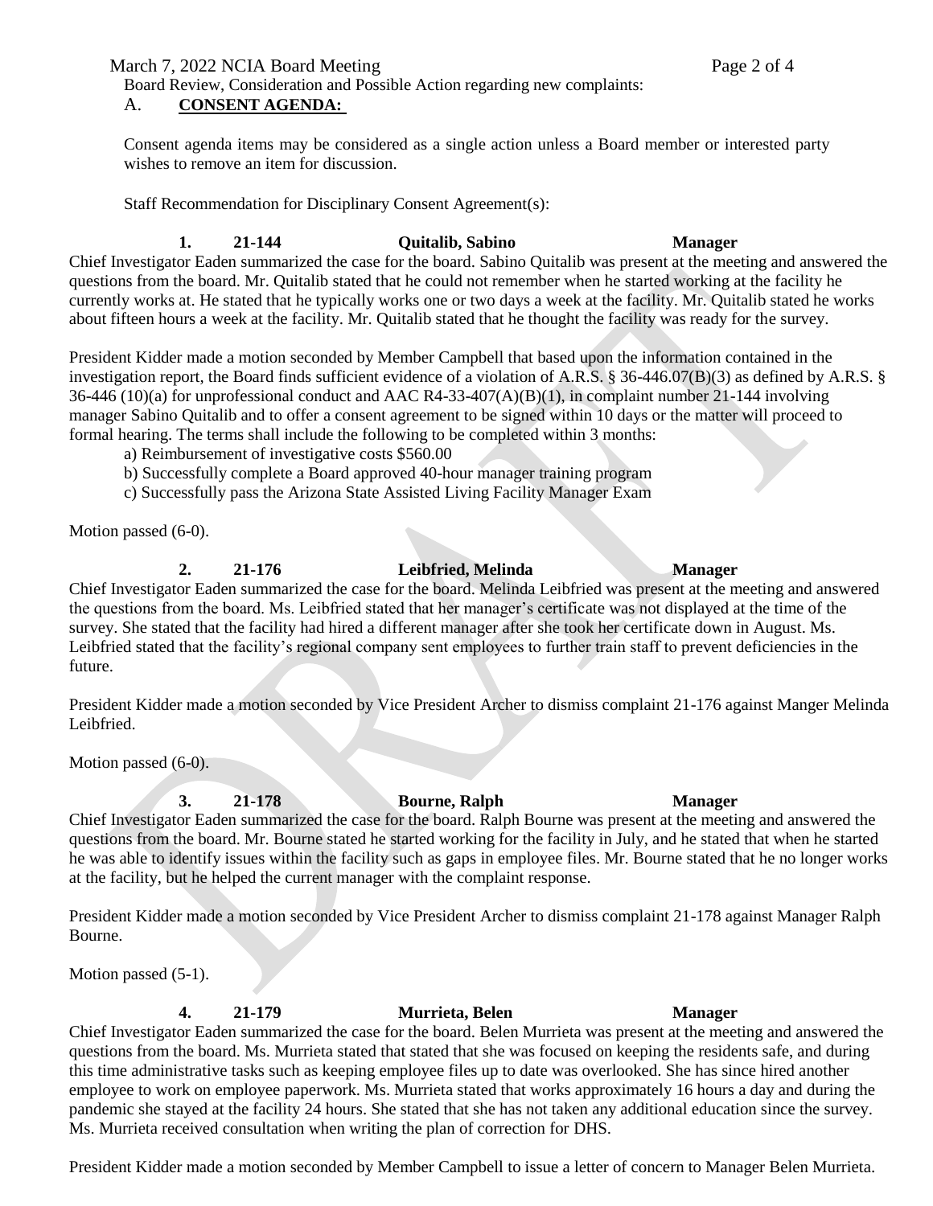Board Review, Consideration and Possible Action regarding new complaints:

A. **CONSENT AGENDA:**

Consent agenda items may be considered as a single action unless a Board member or interested party wishes to remove an item for discussion.

Staff Recommendation for Disciplinary Consent Agreement(s):

**1. 21-144 Quitalib, Sabino Manager**

Chief Investigator Eaden summarized the case for the board. Sabino Quitalib was present at the meeting and answered the questions from the board. Mr. Quitalib stated that he could not remember when he started working at the facility he currently works at. He stated that he typically works one or two days a week at the facility. Mr. Quitalib stated he works about fifteen hours a week at the facility. Mr. Quitalib stated that he thought the facility was ready for the survey.

President Kidder made a motion seconded by Member Campbell that based upon the information contained in the investigation report, the Board finds sufficient evidence of a violation of A.R.S. § 36-446.07(B)(3) as defined by A.R.S. § 36-446 (10)(a) for unprofessional conduct and AAC R4-33-407(A)(B)(1), in complaint number 21-144 involving manager Sabino Quitalib and to offer a consent agreement to be signed within 10 days or the matter will proceed to formal hearing. The terms shall include the following to be completed within 3 months:

a) Reimbursement of investigative costs $560.00
b) Successfully complete a Board approved 40-hour manager training program
c) Successfully pass the Arizona State Assisted Living Facility Manager Exam

Motion passed (6-0).

**2. 21-176 Leibfried, Melinda Manager**

Chief Investigator Eaden summarized the case for the board. Melinda Leibfried was present at the meeting and answered the questions from the board. Ms. Leibfried stated that her manager's certificate was not displayed at the time of the survey. She stated that the facility had hired a different manager after she took her certificate down in August. Ms. Leibfried stated that the facility's regional company sent employees to further train staff to prevent deficiencies in the future.

President Kidder made a motion seconded by Vice President Archer to dismiss complaint 21-176 against Manger Melinda Leibfried.

Motion passed (6-0).

**3. 21-178 Bourne, Ralph Manager**

Chief Investigator Eaden summarized the case for the board. Ralph Bourne was present at the meeting and answered the questions from the board. Mr. Bourne stated he started working for the facility in July, and he stated that when he started he was able to identify issues within the facility such as gaps in employee files. Mr. Bourne stated that he no longer works at the facility, but he helped the current manager with the complaint response.

President Kidder made a motion seconded by Vice President Archer to dismiss complaint 21-178 against Manager Ralph Bourne.

Motion passed (5-1).

**4. 21-179 Murrieta, Belen Manager**

Chief Investigator Eaden summarized the case for the board. Belen Murrieta was present at the meeting and answered the questions from the board. Ms. Murrieta stated that stated that she was focused on keeping the residents safe, and during this time administrative tasks such as keeping employee files up to date was overlooked. She has since hired another employee to work on employee paperwork. Ms. Murrieta stated that works approximately 16 hours a day and during the pandemic she stayed at the facility 24 hours. She stated that she has not taken any additional education since the survey. Ms. Murrieta received consultation when writing the plan of correction for DHS.

President Kidder made a motion seconded by Member Campbell to issue a letter of concern to Manager Belen Murrieta.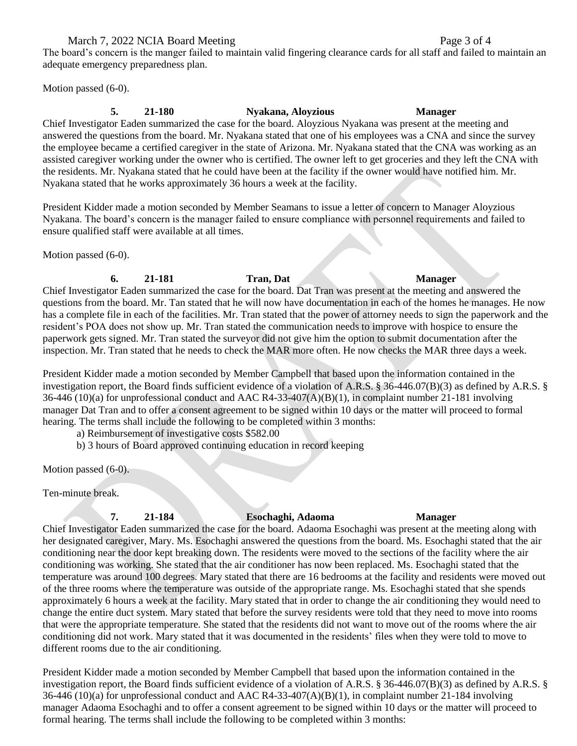The board's concern is the manger failed to maintain valid fingering clearance cards for all staff and failed to maintain an adequate emergency preparedness plan.

Motion passed (6-0).

**5. 21-180 Nyakana, Aloyzious Manager**

Chief Investigator Eaden summarized the case for the board. Aloyzious Nyakana was present at the meeting and answered the questions from the board. Mr. Nyakana stated that one of his employees was a CNA and since the survey the employee became a certified caregiver in the state of Arizona. Mr. Nyakana stated that the CNA was working as an assisted caregiver working under the owner who is certified. The owner left to get groceries and they left the CNA with the residents. Mr. Nyakana stated that he could have been at the facility if the owner would have notified him. Mr. Nyakana stated that he works approximately 36 hours a week at the facility.

President Kidder made a motion seconded by Member Seamans to issue a letter of concern to Manager Aloyzious Nyakana. The board's concern is the manager failed to ensure compliance with personnel requirements and failed to ensure qualified staff were available at all times.

Motion passed (6-0).

**6. 21-181 Tran, Dat Manager**

Chief Investigator Eaden summarized the case for the board. Dat Tran was present at the meeting and answered the questions from the board. Mr. Tan stated that he will now have documentation in each of the homes he manages. He now has a complete file in each of the facilities. Mr. Tran stated that the power of attorney needs to sign the paperwork and the resident's POA does not show up. Mr. Tran stated the communication needs to improve with hospice to ensure the paperwork gets signed. Mr. Tran stated the surveyor did not give him the option to submit documentation after the inspection. Mr. Tran stated that he needs to check the MAR more often. He now checks the MAR three days a week.

President Kidder made a motion seconded by Member Campbell that based upon the information contained in the investigation report, the Board finds sufficient evidence of a violation of A.R.S. § 36-446.07(B)(3) as defined by A.R.S. § 36-446 (10)(a) for unprofessional conduct and AAC R4-33-407(A)(B)(1), in complaint number 21-181 involving manager Dat Tran and to offer a consent agreement to be signed within 10 days or the matter will proceed to formal hearing. The terms shall include the following to be completed within 3 months:

a) Reimbursement of investigative costs $582.00
b) 3 hours of Board approved continuing education in record keeping

Motion passed (6-0).

Ten-minute break.

**7. 21-184 Esochaghi, Adaoma Manager**

Chief Investigator Eaden summarized the case for the board. Adaoma Esochaghi was present at the meeting along with her designated caregiver, Mary. Ms. Esochaghi answered the questions from the board. Ms. Esochaghi stated that the air conditioning near the door kept breaking down. The residents were moved to the sections of the facility where the air conditioning was working. She stated that the air conditioner has now been replaced. Ms. Esochaghi stated that the temperature was around 100 degrees. Mary stated that there are 16 bedrooms at the facility and residents were moved out of the three rooms where the temperature was outside of the appropriate range. Ms. Esochaghi stated that she spends approximately 6 hours a week at the facility. Mary stated that in order to change the air conditioning they would need to change the entire duct system. Mary stated that before the survey residents were told that they need to move into rooms that were the appropriate temperature. She stated that the residents did not want to move out of the rooms where the air conditioning did not work. Mary stated that it was documented in the residents' files when they were told to move to different rooms due to the air conditioning.

President Kidder made a motion seconded by Member Campbell that based upon the information contained in the investigation report, the Board finds sufficient evidence of a violation of A.R.S. § 36-446.07(B)(3) as defined by A.R.S. § 36-446 (10)(a) for unprofessional conduct and AAC R4-33-407(A)(B)(1), in complaint number 21-184 involving manager Adaoma Esochaghi and to offer a consent agreement to be signed within 10 days or the matter will proceed to formal hearing. The terms shall include the following to be completed within 3 months: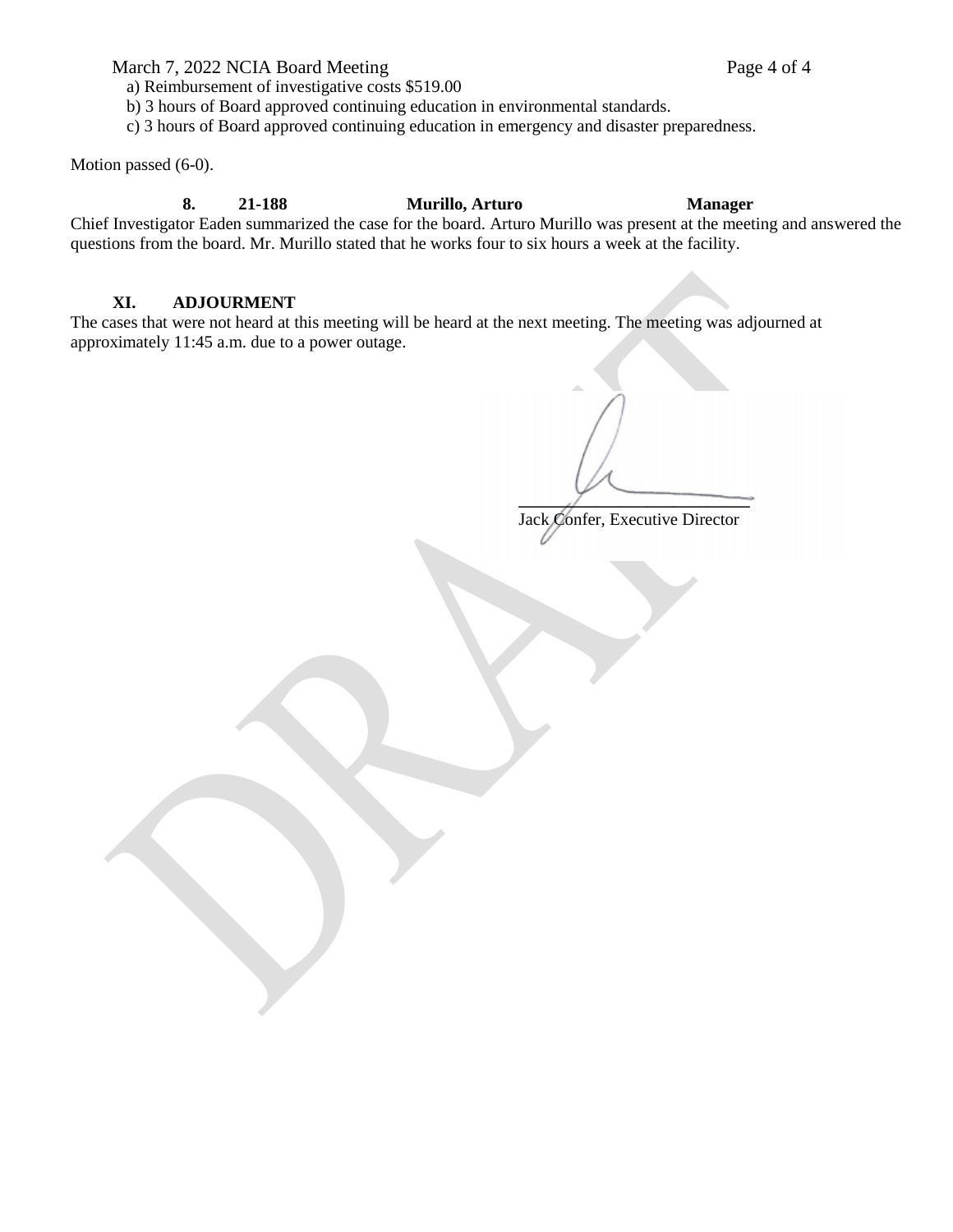a) Reimbursement of investigative costs $519.00

b) 3 hours of Board approved continuing education in environmental standards.

c) 3 hours of Board approved continuing education in emergency and disaster preparedness.

Motion passed (6-0).

**8. 21-188 Murillo, Arturo Manager**

Chief Investigator Eaden summarized the case for the board. Arturo Murillo was present at the meeting and answered the questions from the board. Mr. Murillo stated that he works four to six hours a week at the facility.

## XI. ADJOURMENT

The cases that were not heard at this meeting will be heard at the next meeting. The meeting was adjourned at approximately 11:45 a.m. due to a power outage.

Jack Confer, Executive Director

DRAFT